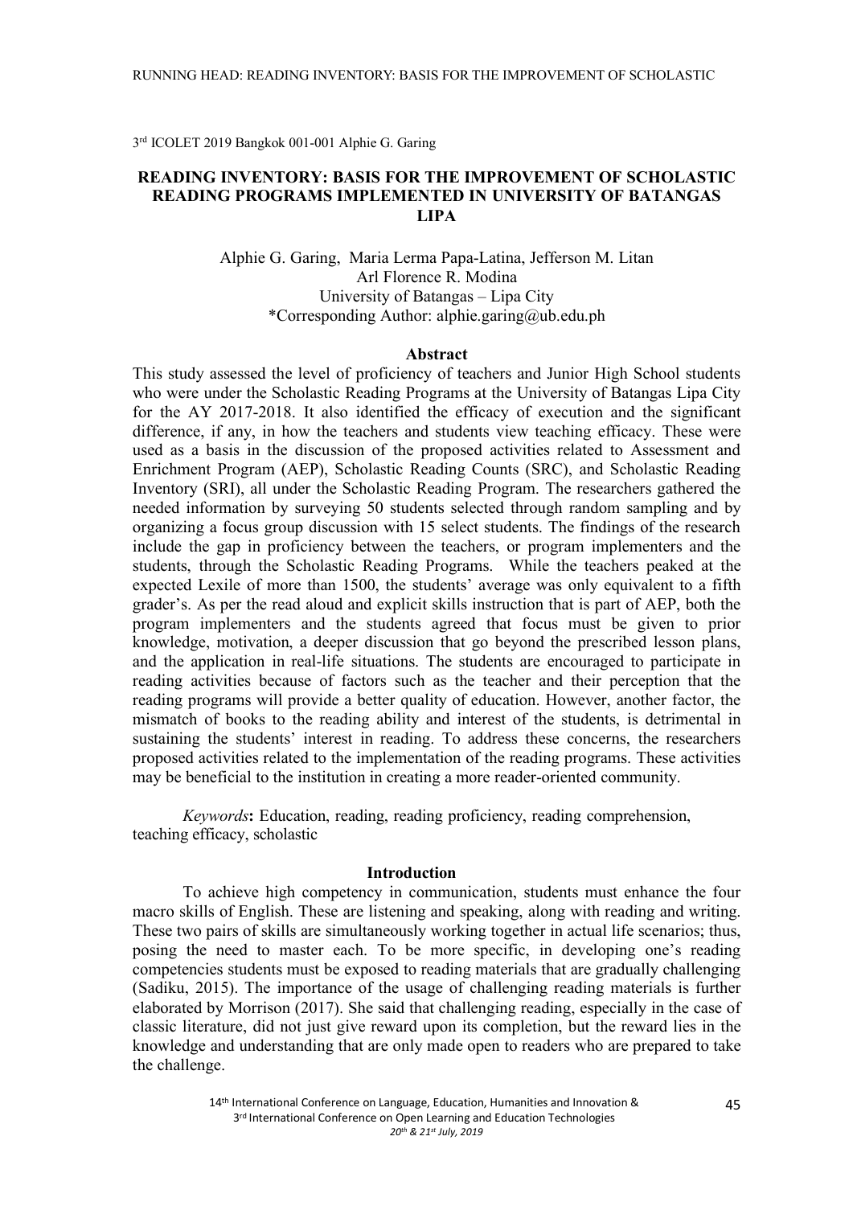3rd ICOLET 2019 Bangkok 001-001 Alphie G. Garing

# READING INVENTORY: BASIS FOR THE IMPROVEMENT OF SCHOLASTIC READING PROGRAMS IMPLEMENTED IN UNIVERSITY OF BATANGAS LIPA

Alphie G. Garing, Maria Lerma Papa-Latina, Jefferson M. Litan
Arl Florence R. Modina
University of Batangas – Lipa City
*Corresponding Author: alphie.garing@ub.edu.ph

## Abstract

This study assessed the level of proficiency of teachers and Junior High School students who were under the Scholastic Reading Programs at the University of Batangas Lipa City for the AY 2017-2018. It also identified the efficacy of execution and the significant difference, if any, in how the teachers and students view teaching efficacy. These were used as a basis in the discussion of the proposed activities related to Assessment and Enrichment Program (AEP), Scholastic Reading Counts (SRC), and Scholastic Reading Inventory (SRI), all under the Scholastic Reading Program. The researchers gathered the needed information by surveying 50 students selected through random sampling and by organizing a focus group discussion with 15 select students. The findings of the research include the gap in proficiency between the teachers, or program implementers and the students, through the Scholastic Reading Programs. While the teachers peaked at the expected Lexile of more than 1500, the students' average was only equivalent to a fifth grader's. As per the read aloud and explicit skills instruction that is part of AEP, both the program implementers and the students agreed that focus must be given to prior knowledge, motivation, a deeper discussion that go beyond the prescribed lesson plans, and the application in real-life situations. The students are encouraged to participate in reading activities because of factors such as the teacher and their perception that the reading programs will provide a better quality of education. However, another factor, the mismatch of books to the reading ability and interest of the students, is detrimental in sustaining the students' interest in reading. To address these concerns, the researchers proposed activities related to the implementation of the reading programs. These activities may be beneficial to the institution in creating a more reader-oriented community.

*Keywords*: Education, reading, reading proficiency, reading comprehension, teaching efficacy, scholastic

## Introduction

To achieve high competency in communication, students must enhance the four macro skills of English. These are listening and speaking, along with reading and writing. These two pairs of skills are simultaneously working together in actual life scenarios; thus, posing the need to master each. To be more specific, in developing one's reading competencies students must be exposed to reading materials that are gradually challenging (Sadiku, 2015). The importance of the usage of challenging reading materials is further elaborated by Morrison (2017). She said that challenging reading, especially in the case of classic literature, did not just give reward upon its completion, but the reward lies in the knowledge and understanding that are only made open to readers who are prepared to take the challenge.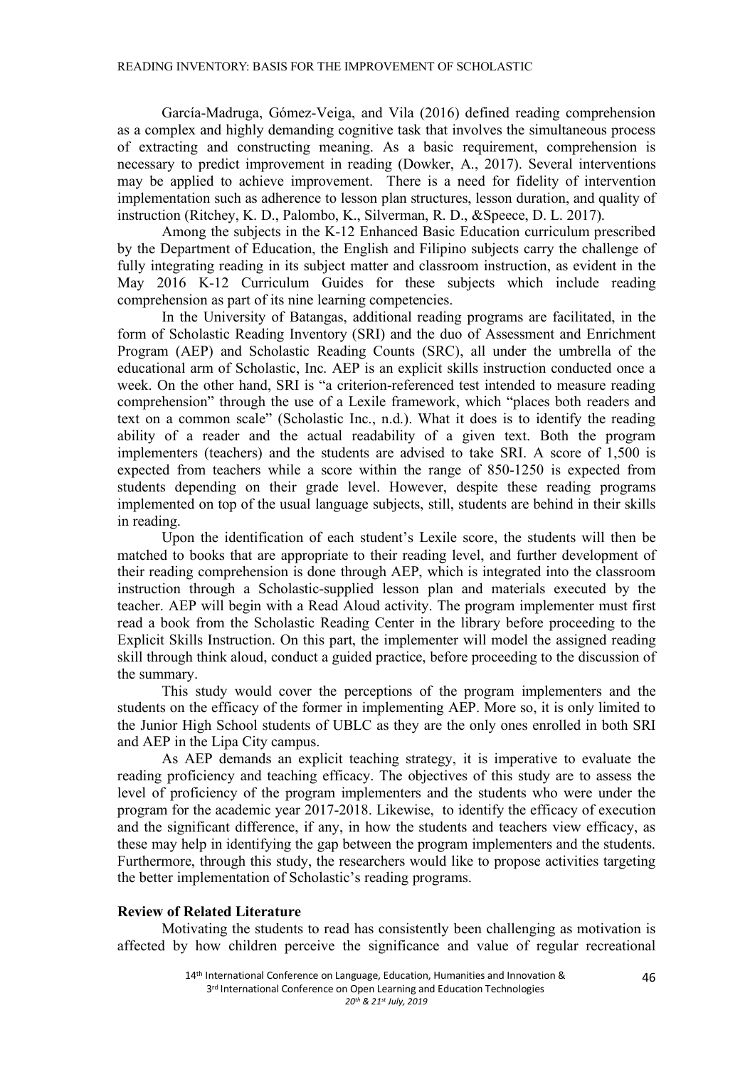García-Madruga, Gómez-Veiga, and Vila (2016) defined reading comprehension as a complex and highly demanding cognitive task that involves the simultaneous process of extracting and constructing meaning. As a basic requirement, comprehension is necessary to predict improvement in reading (Dowker, A., 2017). Several interventions may be applied to achieve improvement. There is a need for fidelity of intervention implementation such as adherence to lesson plan structures, lesson duration, and quality of instruction (Ritchey, K. D., Palombo, K., Silverman, R. D., &Speece, D. L. 2017).

Among the subjects in the K-12 Enhanced Basic Education curriculum prescribed by the Department of Education, the English and Filipino subjects carry the challenge of fully integrating reading in its subject matter and classroom instruction, as evident in the May 2016 K-12 Curriculum Guides for these subjects which include reading comprehension as part of its nine learning competencies.

In the University of Batangas, additional reading programs are facilitated, in the form of Scholastic Reading Inventory (SRI) and the duo of Assessment and Enrichment Program (AEP) and Scholastic Reading Counts (SRC), all under the umbrella of the educational arm of Scholastic, Inc. AEP is an explicit skills instruction conducted once a week. On the other hand, SRI is "a criterion-referenced test intended to measure reading comprehension" through the use of a Lexile framework, which "places both readers and text on a common scale" (Scholastic Inc., n.d.). What it does is to identify the reading ability of a reader and the actual readability of a given text. Both the program implementers (teachers) and the students are advised to take SRI. A score of 1,500 is expected from teachers while a score within the range of 850-1250 is expected from students depending on their grade level. However, despite these reading programs implemented on top of the usual language subjects, still, students are behind in their skills in reading.

Upon the identification of each student's Lexile score, the students will then be matched to books that are appropriate to their reading level, and further development of their reading comprehension is done through AEP, which is integrated into the classroom instruction through a Scholastic-supplied lesson plan and materials executed by the teacher. AEP will begin with a Read Aloud activity. The program implementer must first read a book from the Scholastic Reading Center in the library before proceeding to the Explicit Skills Instruction. On this part, the implementer will model the assigned reading skill through think aloud, conduct a guided practice, before proceeding to the discussion of the summary.

This study would cover the perceptions of the program implementers and the students on the efficacy of the former in implementing AEP. More so, it is only limited to the Junior High School students of UBLC as they are the only ones enrolled in both SRI and AEP in the Lipa City campus.

As AEP demands an explicit teaching strategy, it is imperative to evaluate the reading proficiency and teaching efficacy. The objectives of this study are to assess the level of proficiency of the program implementers and the students who were under the program for the academic year 2017-2018. Likewise, to identify the efficacy of execution and the significant difference, if any, in how the students and teachers view efficacy, as these may help in identifying the gap between the program implementers and the students. Furthermore, through this study, the researchers would like to propose activities targeting the better implementation of Scholastic's reading programs.

## Review of Related Literature

Motivating the students to read has consistently been challenging as motivation is affected by how children perceive the significance and value of regular recreational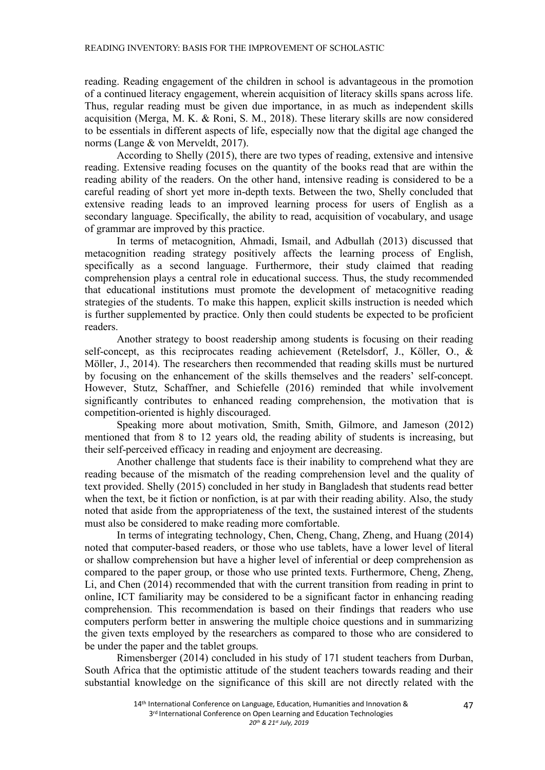reading. Reading engagement of the children in school is advantageous in the promotion of a continued literacy engagement, wherein acquisition of literacy skills spans across life. Thus, regular reading must be given due importance, in as much as independent skills acquisition (Merga, M. K. & Roni, S. M., 2018). These literary skills are now considered to be essentials in different aspects of life, especially now that the digital age changed the norms (Lange & von Merveldt, 2017).

According to Shelly (2015), there are two types of reading, extensive and intensive reading. Extensive reading focuses on the quantity of the books read that are within the reading ability of the readers. On the other hand, intensive reading is considered to be a careful reading of short yet more in-depth texts. Between the two, Shelly concluded that extensive reading leads to an improved learning process for users of English as a secondary language. Specifically, the ability to read, acquisition of vocabulary, and usage of grammar are improved by this practice.

In terms of metacognition, Ahmadi, Ismail, and Adbullah (2013) discussed that metacognition reading strategy positively affects the learning process of English, specifically as a second language. Furthermore, their study claimed that reading comprehension plays a central role in educational success. Thus, the study recommended that educational institutions must promote the development of metacognitive reading strategies of the students. To make this happen, explicit skills instruction is needed which is further supplemented by practice. Only then could students be expected to be proficient readers.

Another strategy to boost readership among students is focusing on their reading self-concept, as this reciprocates reading achievement (Retelsdorf, J., Köller, O., & Möller, J., 2014). The researchers then recommended that reading skills must be nurtured by focusing on the enhancement of the skills themselves and the readers' self-concept. However, Stutz, Schaffner, and Schiefelle (2016) reminded that while involvement significantly contributes to enhanced reading comprehension, the motivation that is competition-oriented is highly discouraged.

Speaking more about motivation, Smith, Smith, Gilmore, and Jameson (2012) mentioned that from 8 to 12 years old, the reading ability of students is increasing, but their self-perceived efficacy in reading and enjoyment are decreasing.

Another challenge that students face is their inability to comprehend what they are reading because of the mismatch of the reading comprehension level and the quality of text provided. Shelly (2015) concluded in her study in Bangladesh that students read better when the text, be it fiction or nonfiction, is at par with their reading ability. Also, the study noted that aside from the appropriateness of the text, the sustained interest of the students must also be considered to make reading more comfortable.

In terms of integrating technology, Chen, Cheng, Chang, Zheng, and Huang (2014) noted that computer-based readers, or those who use tablets, have a lower level of literal or shallow comprehension but have a higher level of inferential or deep comprehension as compared to the paper group, or those who use printed texts. Furthermore, Cheng, Zheng, Li, and Chen (2014) recommended that with the current transition from reading in print to online, ICT familiarity may be considered to be a significant factor in enhancing reading comprehension. This recommendation is based on their findings that readers who use computers perform better in answering the multiple choice questions and in summarizing the given texts employed by the researchers as compared to those who are considered to be under the paper and the tablet groups.

Rimensberger (2014) concluded in his study of 171 student teachers from Durban, South Africa that the optimistic attitude of the student teachers towards reading and their substantial knowledge on the significance of this skill are not directly related with the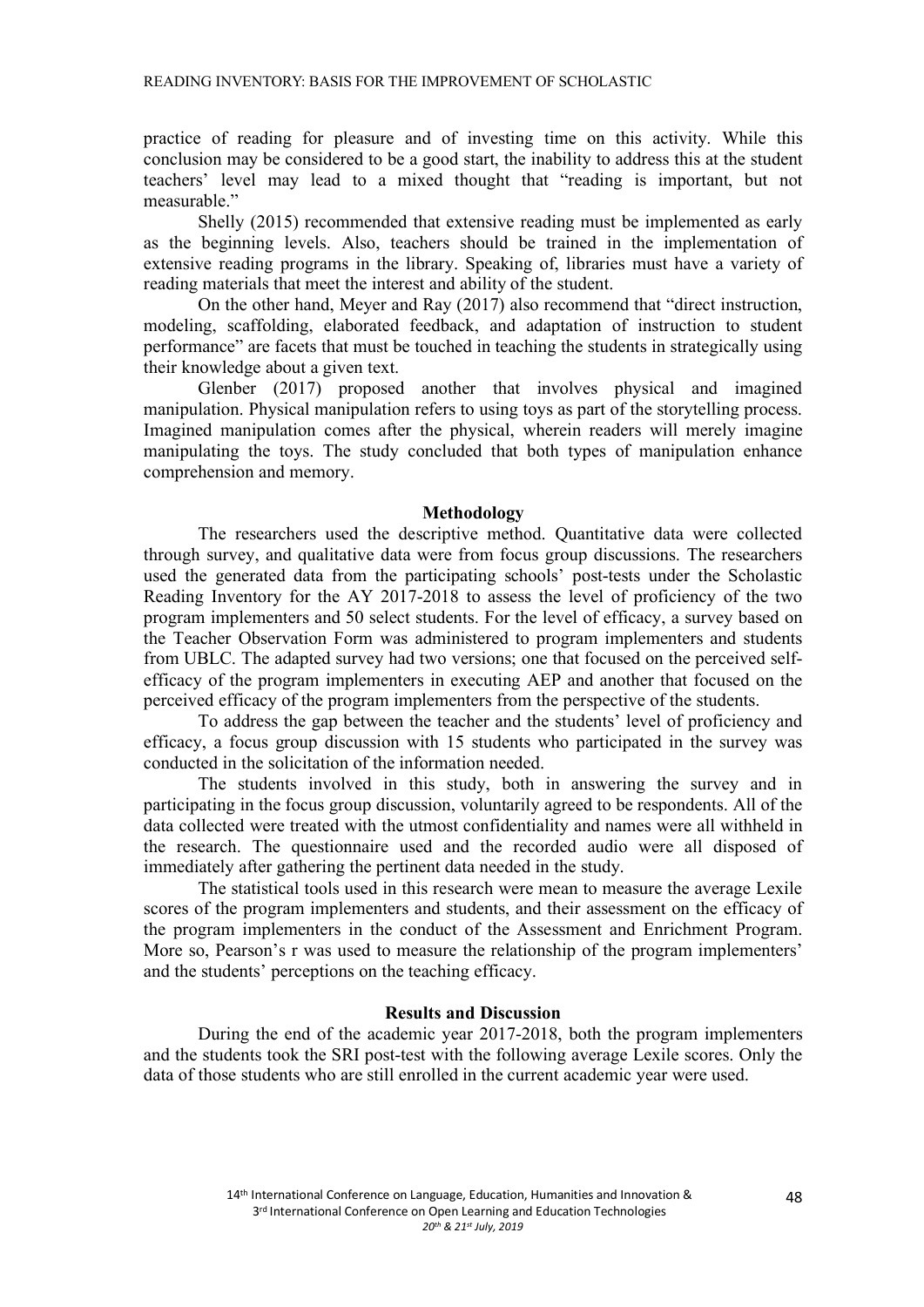practice of reading for pleasure and of investing time on this activity. While this conclusion may be considered to be a good start, the inability to address this at the student teachers' level may lead to a mixed thought that "reading is important, but not measurable."

Shelly (2015) recommended that extensive reading must be implemented as early as the beginning levels. Also, teachers should be trained in the implementation of extensive reading programs in the library. Speaking of, libraries must have a variety of reading materials that meet the interest and ability of the student.

On the other hand, Meyer and Ray (2017) also recommend that "direct instruction, modeling, scaffolding, elaborated feedback, and adaptation of instruction to student performance" are facets that must be touched in teaching the students in strategically using their knowledge about a given text.

Glenber (2017) proposed another that involves physical and imagined manipulation. Physical manipulation refers to using toys as part of the storytelling process. Imagined manipulation comes after the physical, wherein readers will merely imagine manipulating the toys. The study concluded that both types of manipulation enhance comprehension and memory.

## Methodology

The researchers used the descriptive method. Quantitative data were collected through survey, and qualitative data were from focus group discussions. The researchers used the generated data from the participating schools' post-tests under the Scholastic Reading Inventory for the AY 2017-2018 to assess the level of proficiency of the two program implementers and 50 select students. For the level of efficacy, a survey based on the Teacher Observation Form was administered to program implementers and students from UBLC. The adapted survey had two versions; one that focused on the perceived self-efficacy of the program implementers in executing AEP and another that focused on the perceived efficacy of the program implementers from the perspective of the students.

To address the gap between the teacher and the students' level of proficiency and efficacy, a focus group discussion with 15 students who participated in the survey was conducted in the solicitation of the information needed.

The students involved in this study, both in answering the survey and in participating in the focus group discussion, voluntarily agreed to be respondents. All of the data collected were treated with the utmost confidentiality and names were all withheld in the research. The questionnaire used and the recorded audio were all disposed of immediately after gathering the pertinent data needed in the study.

The statistical tools used in this research were mean to measure the average Lexile scores of the program implementers and students, and their assessment on the efficacy of the program implementers in the conduct of the Assessment and Enrichment Program. More so, Pearson's r was used to measure the relationship of the program implementers' and the students' perceptions on the teaching efficacy.

## Results and Discussion

During the end of the academic year 2017-2018, both the program implementers and the students took the SRI post-test with the following average Lexile scores. Only the data of those students who are still enrolled in the current academic year were used.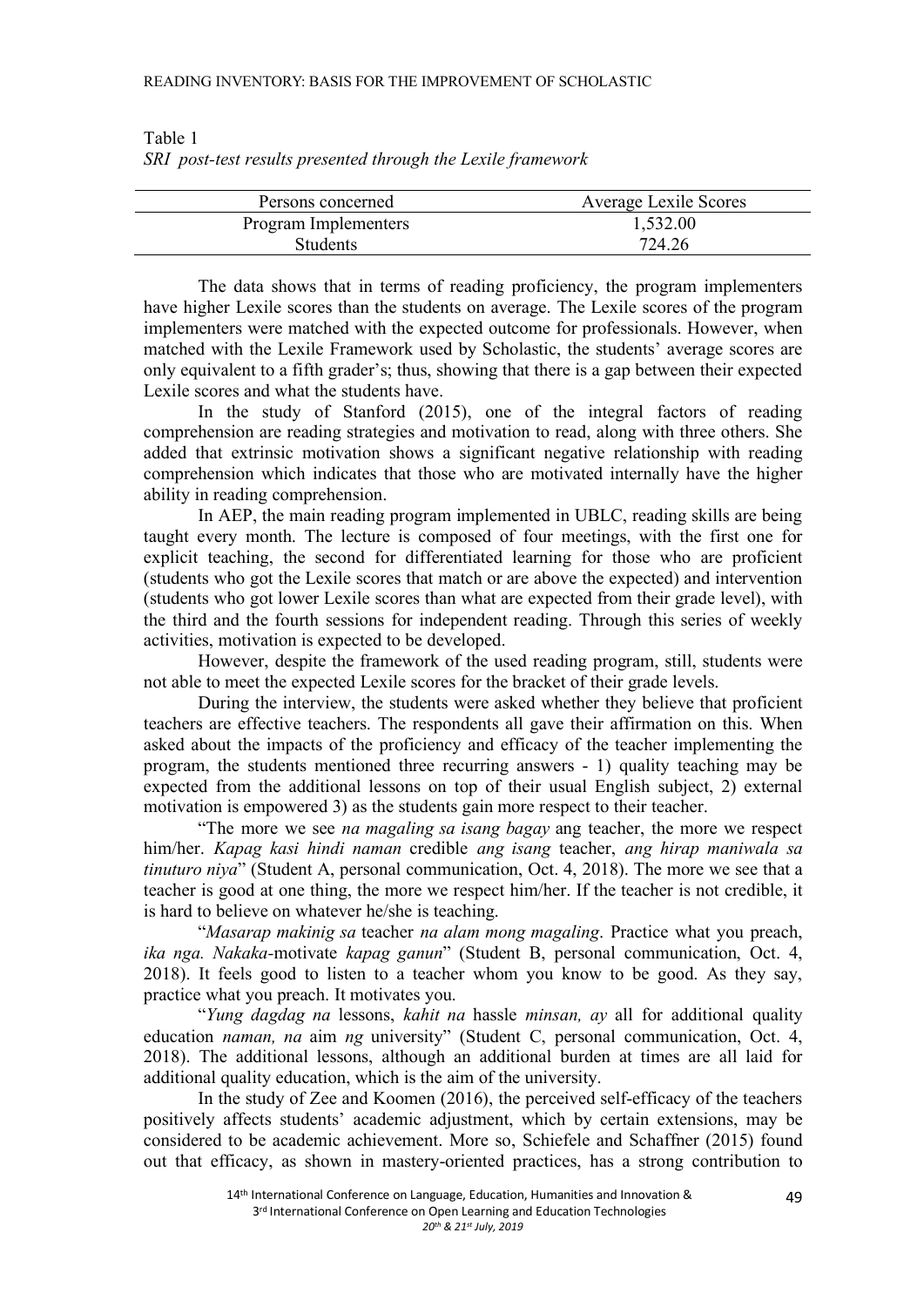Table 1
*SRI post-test results presented through the Lexile framework*

| Persons concerned | Average Lexile Scores |
| --- | --- |
| Program Implementers | 1,532.00 |
| Students | 724.26 |

The data shows that in terms of reading proficiency, the program implementers have higher Lexile scores than the students on average. The Lexile scores of the program implementers were matched with the expected outcome for professionals. However, when matched with the Lexile Framework used by Scholastic, the students' average scores are only equivalent to a fifth grader's; thus, showing that there is a gap between their expected Lexile scores and what the students have.

In the study of Stanford (2015), one of the integral factors of reading comprehension are reading strategies and motivation to read, along with three others. She added that extrinsic motivation shows a significant negative relationship with reading comprehension which indicates that those who are motivated internally have the higher ability in reading comprehension.

In AEP, the main reading program implemented in UBLC, reading skills are being taught every month. The lecture is composed of four meetings, with the first one for explicit teaching, the second for differentiated learning for those who are proficient (students who got the Lexile scores that match or are above the expected) and intervention (students who got lower Lexile scores than what are expected from their grade level), with the third and the fourth sessions for independent reading. Through this series of weekly activities, motivation is expected to be developed.

However, despite the framework of the used reading program, still, students were not able to meet the expected Lexile scores for the bracket of their grade levels.

During the interview, the students were asked whether they believe that proficient teachers are effective teachers. The respondents all gave their affirmation on this. When asked about the impacts of the proficiency and efficacy of the teacher implementing the program, the students mentioned three recurring answers - 1) quality teaching may be expected from the additional lessons on top of their usual English subject, 2) external motivation is empowered 3) as the students gain more respect to their teacher.

"The more we see *na magaling sa isang bagay* ang teacher, the more we respect him/her. *Kapag kasi hindi naman* credible *ang isang* teacher, *ang hirap maniwala sa tinuturo niya*" (Student A, personal communication, Oct. 4, 2018). The more we see that a teacher is good at one thing, the more we respect him/her. If the teacher is not credible, it is hard to believe on whatever he/she is teaching.

"*Masarap makinig sa* teacher *na alam mong magaling*. Practice what you preach, *ika nga. Nakaka*-motivate *kapag ganun*" (Student B, personal communication, Oct. 4, 2018). It feels good to listen to a teacher whom you know to be good. As they say, practice what you preach. It motivates you.

"*Yung dagdag na* lessons, *kahit na* hassle *minsan, ay* all for additional quality education *naman, na* aim *ng* university" (Student C, personal communication, Oct. 4, 2018). The additional lessons, although an additional burden at times are all laid for additional quality education, which is the aim of the university.

In the study of Zee and Koomen (2016), the perceived self-efficacy of the teachers positively affects students' academic adjustment, which by certain extensions, may be considered to be academic achievement. More so, Schiefele and Schaffner (2015) found out that efficacy, as shown in mastery-oriented practices, has a strong contribution to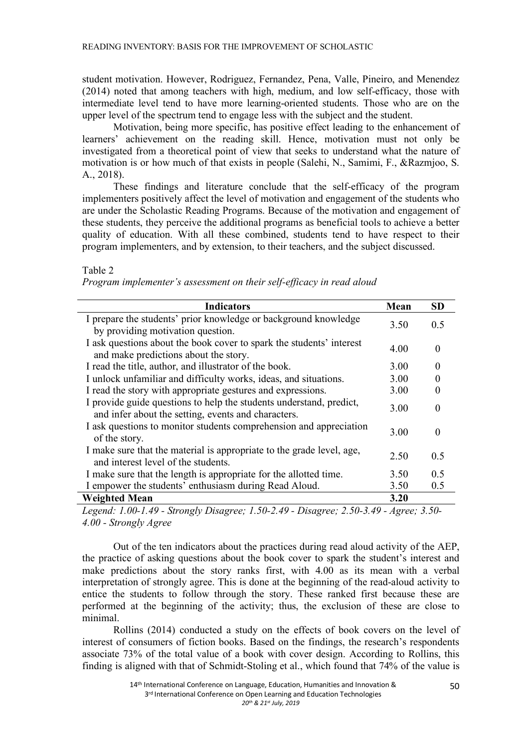student motivation. However, Rodriguez, Fernandez, Pena, Valle, Pineiro, and Menendez (2014) noted that among teachers with high, medium, and low self-efficacy, those with intermediate level tend to have more learning-oriented students. Those who are on the upper level of the spectrum tend to engage less with the subject and the student.

Motivation, being more specific, has positive effect leading to the enhancement of learners' achievement on the reading skill. Hence, motivation must not only be investigated from a theoretical point of view that seeks to understand what the nature of motivation is or how much of that exists in people (Salehi, N., Samimi, F., &Razmjoo, S. A., 2018).

These findings and literature conclude that the self-efficacy of the program implementers positively affect the level of motivation and engagement of the students who are under the Scholastic Reading Programs. Because of the motivation and engagement of these students, they perceive the additional programs as beneficial tools to achieve a better quality of education. With all these combined, students tend to have respect to their program implementers, and by extension, to their teachers, and the subject discussed.

Table 2

*Program implementer's assessment on their self-efficacy in read aloud*

| Indicators | Mean | SD |
|---|---|---|
| I prepare the students' prior knowledge or background knowledge by providing motivation question. | 3.50 | 0.5 |
| I ask questions about the book cover to spark the students' interest and make predictions about the story. | 4.00 | 0 |
| I read the title, author, and illustrator of the book. | 3.00 | 0 |
| I unlock unfamiliar and difficulty works, ideas, and situations. | 3.00 | 0 |
| I read the story with appropriate gestures and expressions. | 3.00 | 0 |
| I provide guide questions to help the students understand, predict, and infer about the setting, events and characters. | 3.00 | 0 |
| I ask questions to monitor students comprehension and appreciation of the story. | 3.00 | 0 |
| I make sure that the material is appropriate to the grade level, age, and interest level of the students. | 2.50 | 0.5 |
| I make sure that the length is appropriate for the allotted time. | 3.50 | 0.5 |
| I empower the students' enthusiasm during Read Aloud. | 3.50 | 0.5 |
| **Weighted Mean** | **3.20** | |

*Legend: 1.00-1.49 - Strongly Disagree; 1.50-2.49 - Disagree; 2.50-3.49 - Agree; 3.50-4.00 - Strongly Agree*

Out of the ten indicators about the practices during read aloud activity of the AEP, the practice of asking questions about the book cover to spark the student's interest and make predictions about the story ranks first, with 4.00 as its mean with a verbal interpretation of strongly agree. This is done at the beginning of the read-aloud activity to entice the students to follow through the story. These ranked first because these are performed at the beginning of the activity; thus, the exclusion of these are close to minimal.

Rollins (2014) conducted a study on the effects of book covers on the level of interest of consumers of fiction books. Based on the findings, the research's respondents associate 73% of the total value of a book with cover design. According to Rollins, this finding is aligned with that of Schmidt-Stoling et al., which found that 74% of the value is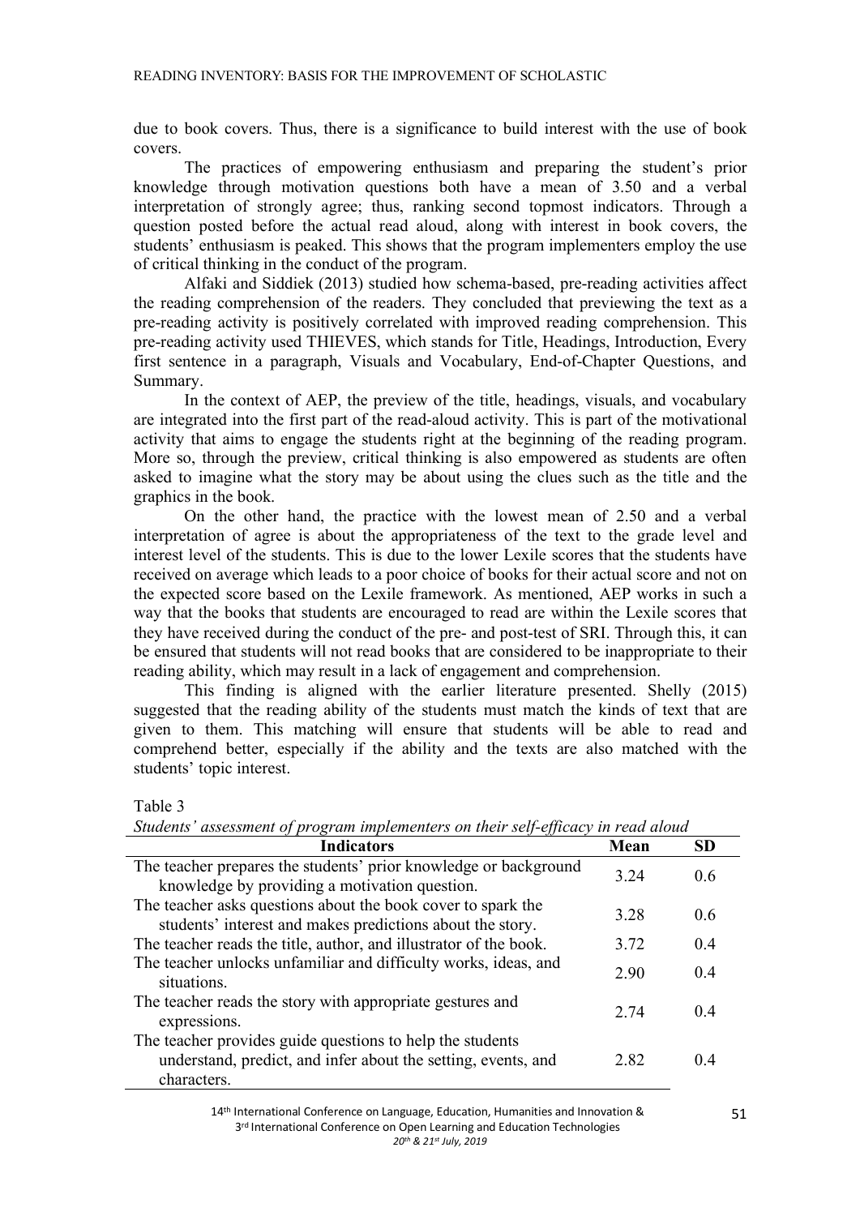due to book covers. Thus, there is a significance to build interest with the use of book covers.

The practices of empowering enthusiasm and preparing the student's prior knowledge through motivation questions both have a mean of 3.50 and a verbal interpretation of strongly agree; thus, ranking second topmost indicators. Through a question posted before the actual read aloud, along with interest in book covers, the students' enthusiasm is peaked. This shows that the program implementers employ the use of critical thinking in the conduct of the program.

Alfaki and Siddiek (2013) studied how schema-based, pre-reading activities affect the reading comprehension of the readers. They concluded that previewing the text as a pre-reading activity is positively correlated with improved reading comprehension. This pre-reading activity used THIEVES, which stands for Title, Headings, Introduction, Every first sentence in a paragraph, Visuals and Vocabulary, End-of-Chapter Questions, and Summary.

In the context of AEP, the preview of the title, headings, visuals, and vocabulary are integrated into the first part of the read-aloud activity. This is part of the motivational activity that aims to engage the students right at the beginning of the reading program. More so, through the preview, critical thinking is also empowered as students are often asked to imagine what the story may be about using the clues such as the title and the graphics in the book.

On the other hand, the practice with the lowest mean of 2.50 and a verbal interpretation of agree is about the appropriateness of the text to the grade level and interest level of the students. This is due to the lower Lexile scores that the students have received on average which leads to a poor choice of books for their actual score and not on the expected score based on the Lexile framework. As mentioned, AEP works in such a way that the books that students are encouraged to read are within the Lexile scores that they have received during the conduct of the pre- and post-test of SRI. Through this, it can be ensured that students will not read books that are considered to be inappropriate to their reading ability, which may result in a lack of engagement and comprehension.

This finding is aligned with the earlier literature presented. Shelly (2015) suggested that the reading ability of the students must match the kinds of text that are given to them. This matching will ensure that students will be able to read and comprehend better, especially if the ability and the texts are also matched with the students' topic interest.

Table 3

*Students' assessment of program implementers on their self-efficacy in read aloud*

| Indicators | Mean | SD |
|---|---|---|
| The teacher prepares the students' prior knowledge or background knowledge by providing a motivation question. | 3.24 | 0.6 |
| The teacher asks questions about the book cover to spark the students' interest and makes predictions about the story. | 3.28 | 0.6 |
| The teacher reads the title, author, and illustrator of the book. | 3.72 | 0.4 |
| The teacher unlocks unfamiliar and difficulty works, ideas, and situations. | 2.90 | 0.4 |
| The teacher reads the story with appropriate gestures and expressions. | 2.74 | 0.4 |
| The teacher provides guide questions to help the students understand, predict, and infer about the setting, events, and characters. | 2.82 | 0.4 |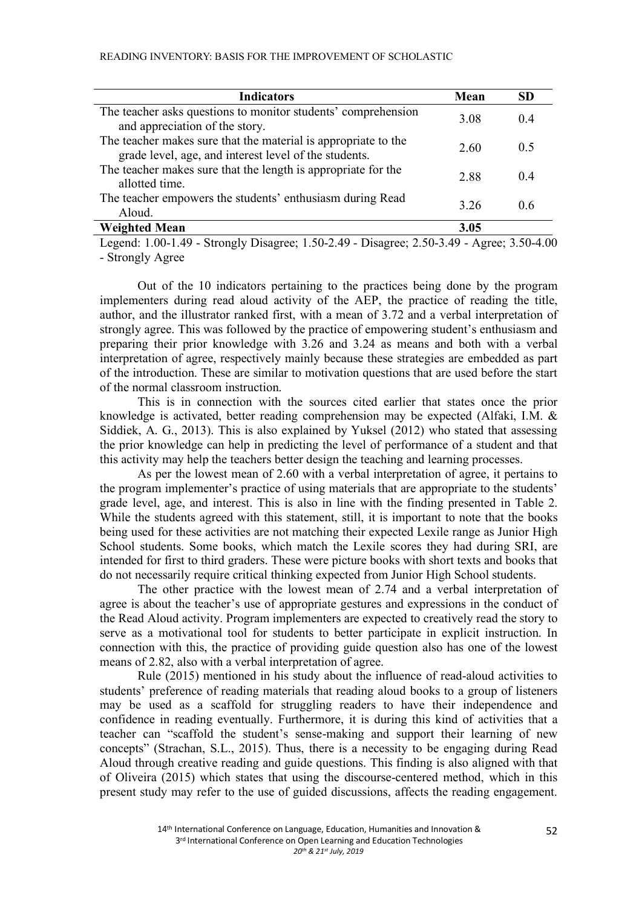| Indicators | Mean | SD |
|---|---|---|
| The teacher asks questions to monitor students' comprehension and appreciation of the story. | 3.08 | 0.4 |
| The teacher makes sure that the material is appropriate to the grade level, age, and interest level of the students. | 2.60 | 0.5 |
| The teacher makes sure that the length is appropriate for the allotted time. | 2.88 | 0.4 |
| The teacher empowers the students' enthusiasm during Read Aloud. | 3.26 | 0.6 |
| **Weighted Mean** | **3.05** | |

Legend: 1.00-1.49 - Strongly Disagree; 1.50-2.49 - Disagree; 2.50-3.49 - Agree; 3.50-4.00 - Strongly Agree

Out of the 10 indicators pertaining to the practices being done by the program implementers during read aloud activity of the AEP, the practice of reading the title, author, and the illustrator ranked first, with a mean of 3.72 and a verbal interpretation of strongly agree. This was followed by the practice of empowering student's enthusiasm and preparing their prior knowledge with 3.26 and 3.24 as means and both with a verbal interpretation of agree, respectively mainly because these strategies are embedded as part of the introduction. These are similar to motivation questions that are used before the start of the normal classroom instruction.

This is in connection with the sources cited earlier that states once the prior knowledge is activated, better reading comprehension may be expected (Alfaki, I.M. & Siddiek, A. G., 2013). This is also explained by Yuksel (2012) who stated that assessing the prior knowledge can help in predicting the level of performance of a student and that this activity may help the teachers better design the teaching and learning processes.

As per the lowest mean of 2.60 with a verbal interpretation of agree, it pertains to the program implementer's practice of using materials that are appropriate to the students' grade level, age, and interest. This is also in line with the finding presented in Table 2. While the students agreed with this statement, still, it is important to note that the books being used for these activities are not matching their expected Lexile range as Junior High School students. Some books, which match the Lexile scores they had during SRI, are intended for first to third graders. These were picture books with short texts and books that do not necessarily require critical thinking expected from Junior High School students.

The other practice with the lowest mean of 2.74 and a verbal interpretation of agree is about the teacher's use of appropriate gestures and expressions in the conduct of the Read Aloud activity. Program implementers are expected to creatively read the story to serve as a motivational tool for students to better participate in explicit instruction. In connection with this, the practice of providing guide question also has one of the lowest means of 2.82, also with a verbal interpretation of agree.

Rule (2015) mentioned in his study about the influence of read-aloud activities to students' preference of reading materials that reading aloud books to a group of listeners may be used as a scaffold for struggling readers to have their independence and confidence in reading eventually. Furthermore, it is during this kind of activities that a teacher can "scaffold the student's sense-making and support their learning of new concepts" (Strachan, S.L., 2015). Thus, there is a necessity to be engaging during Read Aloud through creative reading and guide questions. This finding is also aligned with that of Oliveira (2015) which states that using the discourse-centered method, which in this present study may refer to the use of guided discussions, affects the reading engagement.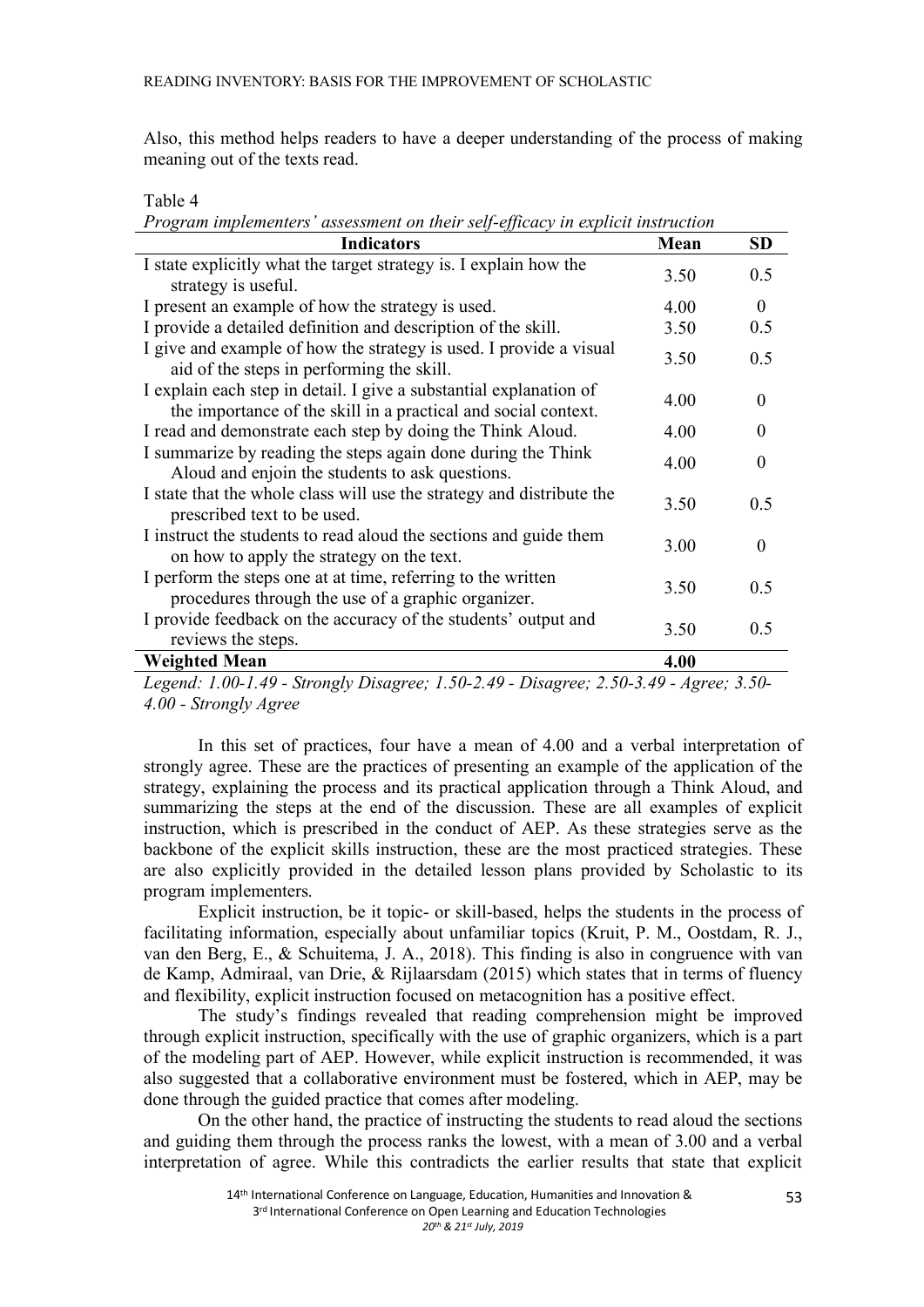Also, this method helps readers to have a deeper understanding of the process of making meaning out of the texts read.

Table 4
*Program implementers' assessment on their self-efficacy in explicit instruction*

| Indicators | Mean | SD |
|---|---|---|
| I state explicitly what the target strategy is. I explain how the strategy is useful. | 3.50 | 0.5 |
| I present an example of how the strategy is used. | 4.00 | 0 |
| I provide a detailed definition and description of the skill. | 3.50 | 0.5 |
| I give and example of how the strategy is used. I provide a visual aid of the steps in performing the skill. | 3.50 | 0.5 |
| I explain each step in detail. I give a substantial explanation of the importance of the skill in a practical and social context. | 4.00 | 0 |
| I read and demonstrate each step by doing the Think Aloud. | 4.00 | 0 |
| I summarize by reading the steps again done during the Think Aloud and enjoin the students to ask questions. | 4.00 | 0 |
| I state that the whole class will use the strategy and distribute the prescribed text to be used. | 3.50 | 0.5 |
| I instruct the students to read aloud the sections and guide them on how to apply the strategy on the text. | 3.00 | 0 |
| I perform the steps one at at time, referring to the written procedures through the use of a graphic organizer. | 3.50 | 0.5 |
| I provide feedback on the accuracy of the students' output and reviews the steps. | 3.50 | 0.5 |
| **Weighted Mean** | **4.00** | |

*Legend: 1.00-1.49 - Strongly Disagree; 1.50-2.49 - Disagree; 2.50-3.49 - Agree; 3.50-4.00 - Strongly Agree*

In this set of practices, four have a mean of 4.00 and a verbal interpretation of strongly agree. These are the practices of presenting an example of the application of the strategy, explaining the process and its practical application through a Think Aloud, and summarizing the steps at the end of the discussion. These are all examples of explicit instruction, which is prescribed in the conduct of AEP. As these strategies serve as the backbone of the explicit skills instruction, these are the most practiced strategies. These are also explicitly provided in the detailed lesson plans provided by Scholastic to its program implementers.

Explicit instruction, be it topic- or skill-based, helps the students in the process of facilitating information, especially about unfamiliar topics (Kruit, P. M., Oostdam, R. J., van den Berg, E., & Schuitema, J. A., 2018). This finding is also in congruence with van de Kamp, Admiraal, van Drie, & Rijlaarsdam (2015) which states that in terms of fluency and flexibility, explicit instruction focused on metacognition has a positive effect.

The study's findings revealed that reading comprehension might be improved through explicit instruction, specifically with the use of graphic organizers, which is a part of the modeling part of AEP. However, while explicit instruction is recommended, it was also suggested that a collaborative environment must be fostered, which in AEP, may be done through the guided practice that comes after modeling.

On the other hand, the practice of instructing the students to read aloud the sections and guiding them through the process ranks the lowest, with a mean of 3.00 and a verbal interpretation of agree. While this contradicts the earlier results that state that explicit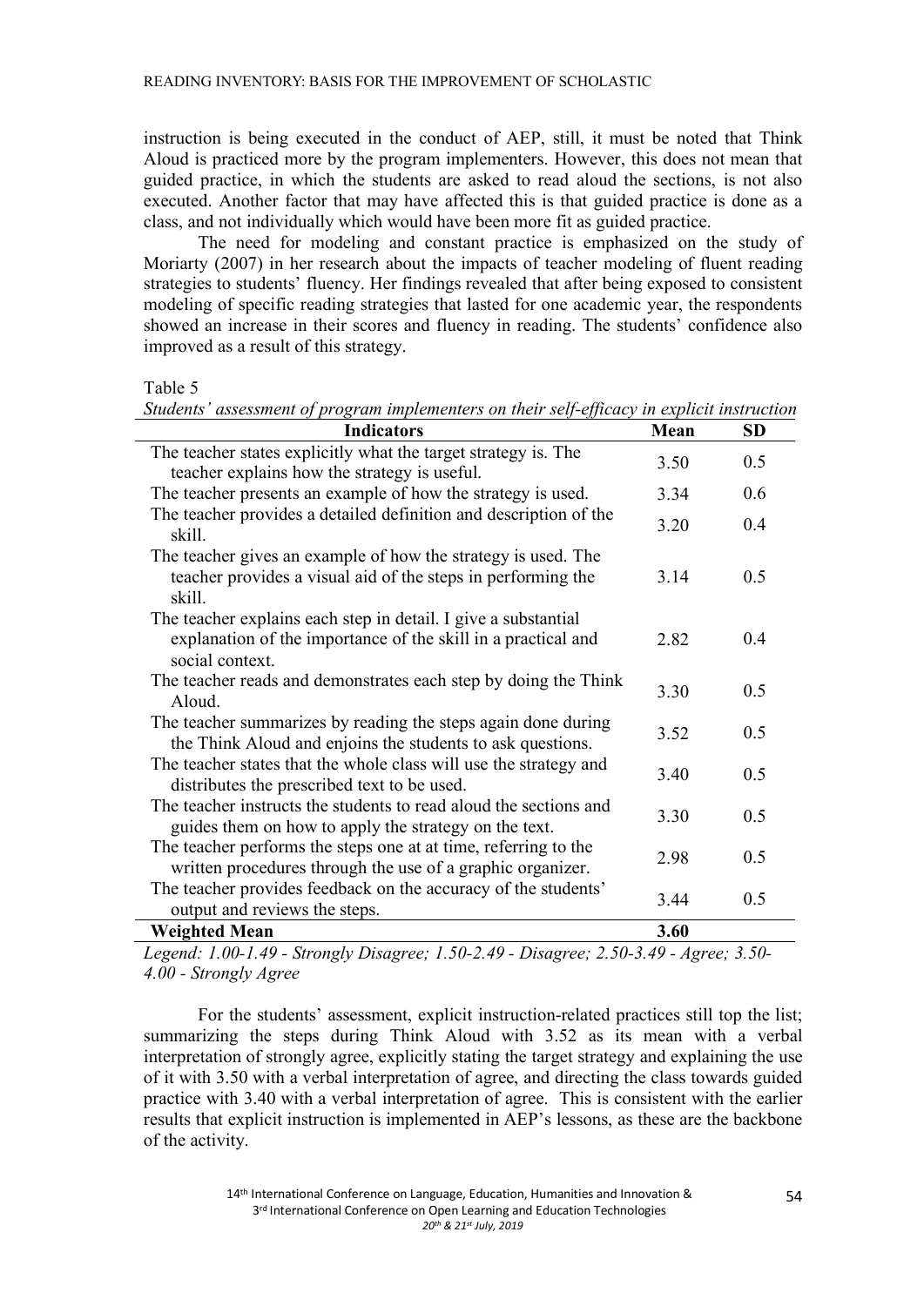instruction is being executed in the conduct of AEP, still, it must be noted that Think Aloud is practiced more by the program implementers. However, this does not mean that guided practice, in which the students are asked to read aloud the sections, is not also executed. Another factor that may have affected this is that guided practice is done as a class, and not individually which would have been more fit as guided practice.

The need for modeling and constant practice is emphasized on the study of Moriarty (2007) in her research about the impacts of teacher modeling of fluent reading strategies to students' fluency. Her findings revealed that after being exposed to consistent modeling of specific reading strategies that lasted for one academic year, the respondents showed an increase in their scores and fluency in reading. The students' confidence also improved as a result of this strategy.

Table 5

*Students' assessment of program implementers on their self-efficacy in explicit instruction*

| Indicators | Mean | SD |
|---|---|---|
| The teacher states explicitly what the target strategy is. The teacher explains how the strategy is useful. | 3.50 | 0.5 |
| The teacher presents an example of how the strategy is used. | 3.34 | 0.6 |
| The teacher provides a detailed definition and description of the skill. | 3.20 | 0.4 |
| The teacher gives an example of how the strategy is used. The teacher provides a visual aid of the steps in performing the skill. | 3.14 | 0.5 |
| The teacher explains each step in detail. I give a substantial explanation of the importance of the skill in a practical and social context. | 2.82 | 0.4 |
| The teacher reads and demonstrates each step by doing the Think Aloud. | 3.30 | 0.5 |
| The teacher summarizes by reading the steps again done during the Think Aloud and enjoins the students to ask questions. | 3.52 | 0.5 |
| The teacher states that the whole class will use the strategy and distributes the prescribed text to be used. | 3.40 | 0.5 |
| The teacher instructs the students to read aloud the sections and guides them on how to apply the strategy on the text. | 3.30 | 0.5 |
| The teacher performs the steps one at at time, referring to the written procedures through the use of a graphic organizer. | 2.98 | 0.5 |
| The teacher provides feedback on the accuracy of the students' output and reviews the steps. | 3.44 | 0.5 |
| **Weighted Mean** | **3.60** | |

*Legend: 1.00-1.49 - Strongly Disagree; 1.50-2.49 - Disagree; 2.50-3.49 - Agree; 3.50-4.00 - Strongly Agree*

For the students' assessment, explicit instruction-related practices still top the list; summarizing the steps during Think Aloud with 3.52 as its mean with a verbal interpretation of strongly agree, explicitly stating the target strategy and explaining the use of it with 3.50 with a verbal interpretation of agree, and directing the class towards guided practice with 3.40 with a verbal interpretation of agree. This is consistent with the earlier results that explicit instruction is implemented in AEP's lessons, as these are the backbone of the activity.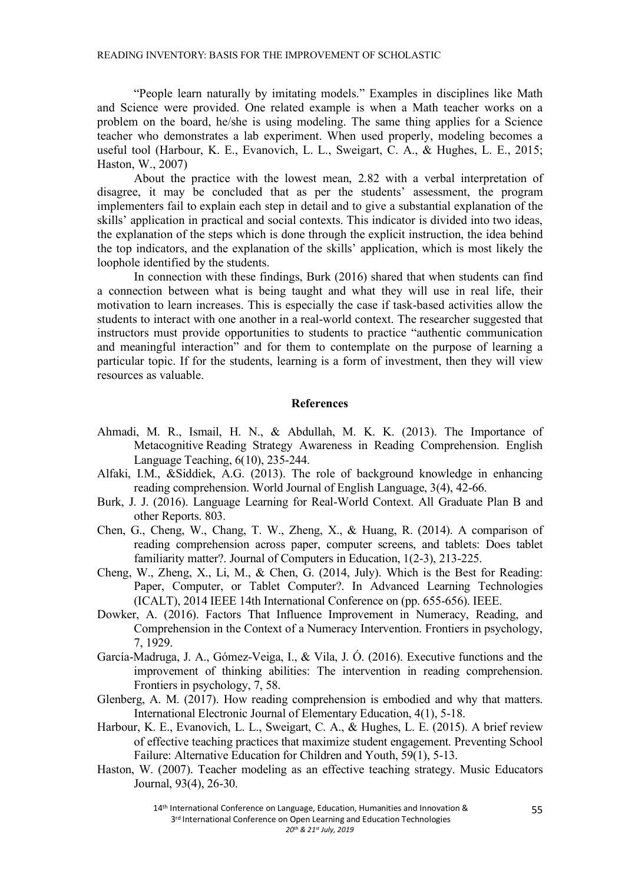"People learn naturally by imitating models." Examples in disciplines like Math and Science were provided. One related example is when a Math teacher works on a problem on the board, he/she is using modeling. The same thing applies for a Science teacher who demonstrates a lab experiment. When used properly, modeling becomes a useful tool (Harbour, K. E., Evanovich, L. L., Sweigart, C. A., & Hughes, L. E., 2015; Haston, W., 2007)

About the practice with the lowest mean, 2.82 with a verbal interpretation of disagree, it may be concluded that as per the students' assessment, the program implementers fail to explain each step in detail and to give a substantial explanation of the skills' application in practical and social contexts. This indicator is divided into two ideas, the explanation of the steps which is done through the explicit instruction, the idea behind the top indicators, and the explanation of the skills' application, which is most likely the loophole identified by the students.

In connection with these findings, Burk (2016) shared that when students can find a connection between what is being taught and what they will use in real life, their motivation to learn increases. This is especially the case if task-based activities allow the students to interact with one another in a real-world context. The researcher suggested that instructors must provide opportunities to students to practice "authentic communication and meaningful interaction" and for them to contemplate on the purpose of learning a particular topic. If for the students, learning is a form of investment, then they will view resources as valuable.

## References

Ahmadi, M. R., Ismail, H. N., & Abdullah, M. K. K. (2013). The Importance of Metacognitive Reading Strategy Awareness in Reading Comprehension. English Language Teaching, 6(10), 235-244.

Alfaki, I.M., &Siddiek, A.G. (2013). The role of background knowledge in enhancing reading comprehension. World Journal of English Language, 3(4), 42-66.

Burk, J. J. (2016). Language Learning for Real-World Context. All Graduate Plan B and other Reports. 803.

Chen, G., Cheng, W., Chang, T. W., Zheng, X., & Huang, R. (2014). A comparison of reading comprehension across paper, computer screens, and tablets: Does tablet familiarity matter?. Journal of Computers in Education, 1(2-3), 213-225.

Cheng, W., Zheng, X., Li, M., & Chen, G. (2014, July). Which is the Best for Reading: Paper, Computer, or Tablet Computer?. In Advanced Learning Technologies (ICALT), 2014 IEEE 14th International Conference on (pp. 655-656). IEEE.

Dowker, A. (2016). Factors That Influence Improvement in Numeracy, Reading, and Comprehension in the Context of a Numeracy Intervention. Frontiers in psychology, 7, 1929.

García-Madruga, J. A., Gómez-Veiga, I., & Vila, J. Ó. (2016). Executive functions and the improvement of thinking abilities: The intervention in reading comprehension. Frontiers in psychology, 7, 58.

Glenberg, A. M. (2017). How reading comprehension is embodied and why that matters. International Electronic Journal of Elementary Education, 4(1), 5-18.

Harbour, K. E., Evanovich, L. L., Sweigart, C. A., & Hughes, L. E. (2015). A brief review of effective teaching practices that maximize student engagement. Preventing School Failure: Alternative Education for Children and Youth, 59(1), 5-13.

Haston, W. (2007). Teacher modeling as an effective teaching strategy. Music Educators Journal, 93(4), 26-30.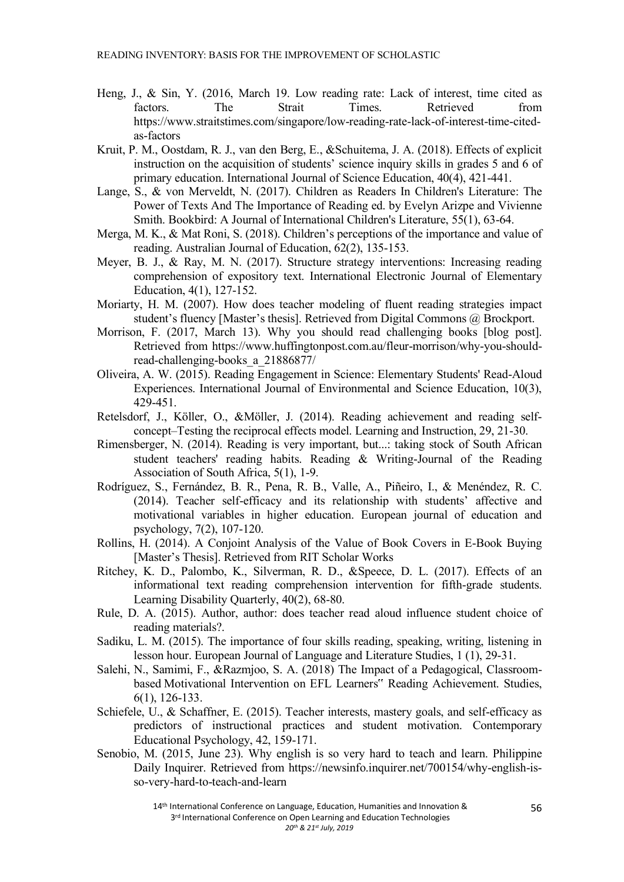Heng, J., & Sin, Y. (2016, March 19. Low reading rate: Lack of interest, time cited as factors. The Strait Times. Retrieved from https://www.straitstimes.com/singapore/low-reading-rate-lack-of-interest-time-cited-as-factors

Kruit, P. M., Oostdam, R. J., van den Berg, E., &Schuitema, J. A. (2018). Effects of explicit instruction on the acquisition of students' science inquiry skills in grades 5 and 6 of primary education. International Journal of Science Education, 40(4), 421-441.

Lange, S., & von Merveldt, N. (2017). Children as Readers In Children's Literature: The Power of Texts And The Importance of Reading ed. by Evelyn Arizpe and Vivienne Smith. Bookbird: A Journal of International Children's Literature, 55(1), 63-64.

Merga, M. K., & Mat Roni, S. (2018). Children's perceptions of the importance and value of reading. Australian Journal of Education, 62(2), 135-153.

Meyer, B. J., & Ray, M. N. (2017). Structure strategy interventions: Increasing reading comprehension of expository text. International Electronic Journal of Elementary Education, 4(1), 127-152.

Moriarty, H. M. (2007). How does teacher modeling of fluent reading strategies impact student's fluency [Master's thesis]. Retrieved from Digital Commons @ Brockport.

Morrison, F. (2017, March 13). Why you should read challenging books [blog post]. Retrieved from https://www.huffingtonpost.com.au/fleur-morrison/why-you-should-read-challenging-books_a_21886877/

Oliveira, A. W. (2015). Reading Engagement in Science: Elementary Students' Read-Aloud Experiences. International Journal of Environmental and Science Education, 10(3), 429-451.

Retelsdorf, J., Köller, O., &Möller, J. (2014). Reading achievement and reading self-concept–Testing the reciprocal effects model. Learning and Instruction, 29, 21-30.

Rimensberger, N. (2014). Reading is very important, but...: taking stock of South African student teachers' reading habits. Reading & Writing-Journal of the Reading Association of South Africa, 5(1), 1-9.

Rodríguez, S., Fernández, B. R., Pena, R. B., Valle, A., Piñeiro, I., & Menéndez, R. C. (2014). Teacher self-efficacy and its relationship with students' affective and motivational variables in higher education. European journal of education and psychology, 7(2), 107-120.

Rollins, H. (2014). A Conjoint Analysis of the Value of Book Covers in E-Book Buying [Master's Thesis]. Retrieved from RIT Scholar Works

Ritchey, K. D., Palombo, K., Silverman, R. D., &Speece, D. L. (2017). Effects of an informational text reading comprehension intervention for fifth-grade students. Learning Disability Quarterly, 40(2), 68-80.

Rule, D. A. (2015). Author, author: does teacher read aloud influence student choice of reading materials?.

Sadiku, L. M. (2015). The importance of four skills reading, speaking, writing, listening in lesson hour. European Journal of Language and Literature Studies, 1 (1), 29-31.

Salehi, N., Samimi, F., &Razmjoo, S. A. (2018) The Impact of a Pedagogical, Classroom-based Motivational Intervention on EFL Learners" Reading Achievement. Studies, 6(1), 126-133.

Schiefele, U., & Schaffner, E. (2015). Teacher interests, mastery goals, and self-efficacy as predictors of instructional practices and student motivation. Contemporary Educational Psychology, 42, 159-171.

Senobio, M. (2015, June 23). Why english is so very hard to teach and learn. Philippine Daily Inquirer. Retrieved from https://newsinfo.inquirer.net/700154/why-english-is-so-very-hard-to-teach-and-learn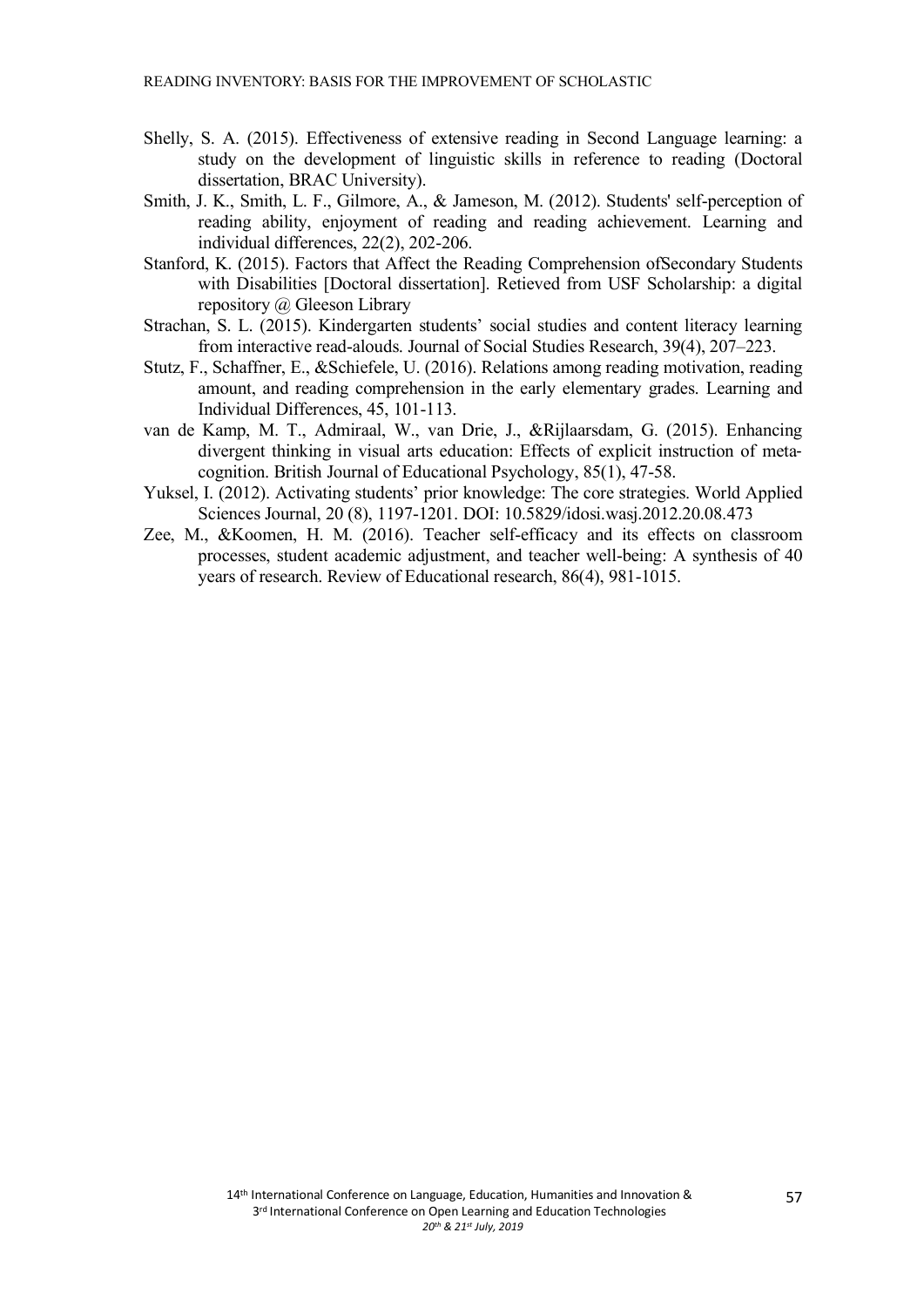Shelly, S. A. (2015). Effectiveness of extensive reading in Second Language learning: a study on the development of linguistic skills in reference to reading (Doctoral dissertation, BRAC University).

Smith, J. K., Smith, L. F., Gilmore, A., & Jameson, M. (2012). Students' self-perception of reading ability, enjoyment of reading and reading achievement. Learning and individual differences, 22(2), 202-206.

Stanford, K. (2015). Factors that Affect the Reading Comprehension ofSecondary Students with Disabilities [Doctoral dissertation]. Retieved from USF Scholarship: a digital repository @ Gleeson Library

Strachan, S. L. (2015). Kindergarten students' social studies and content literacy learning from interactive read-alouds. Journal of Social Studies Research, 39(4), 207–223.

Stutz, F., Schaffner, E., &Schiefele, U. (2016). Relations among reading motivation, reading amount, and reading comprehension in the early elementary grades. Learning and Individual Differences, 45, 101-113.

van de Kamp, M. T., Admiraal, W., van Drie, J., &Rijlaarsdam, G. (2015). Enhancing divergent thinking in visual arts education: Effects of explicit instruction of meta-cognition. British Journal of Educational Psychology, 85(1), 47-58.

Yuksel, I. (2012). Activating students' prior knowledge: The core strategies. World Applied Sciences Journal, 20 (8), 1197-1201. DOI: 10.5829/idosi.wasj.2012.20.08.473

Zee, M., &Koomen, H. M. (2016). Teacher self-efficacy and its effects on classroom processes, student academic adjustment, and teacher well-being: A synthesis of 40 years of research. Review of Educational research, 86(4), 981-1015.